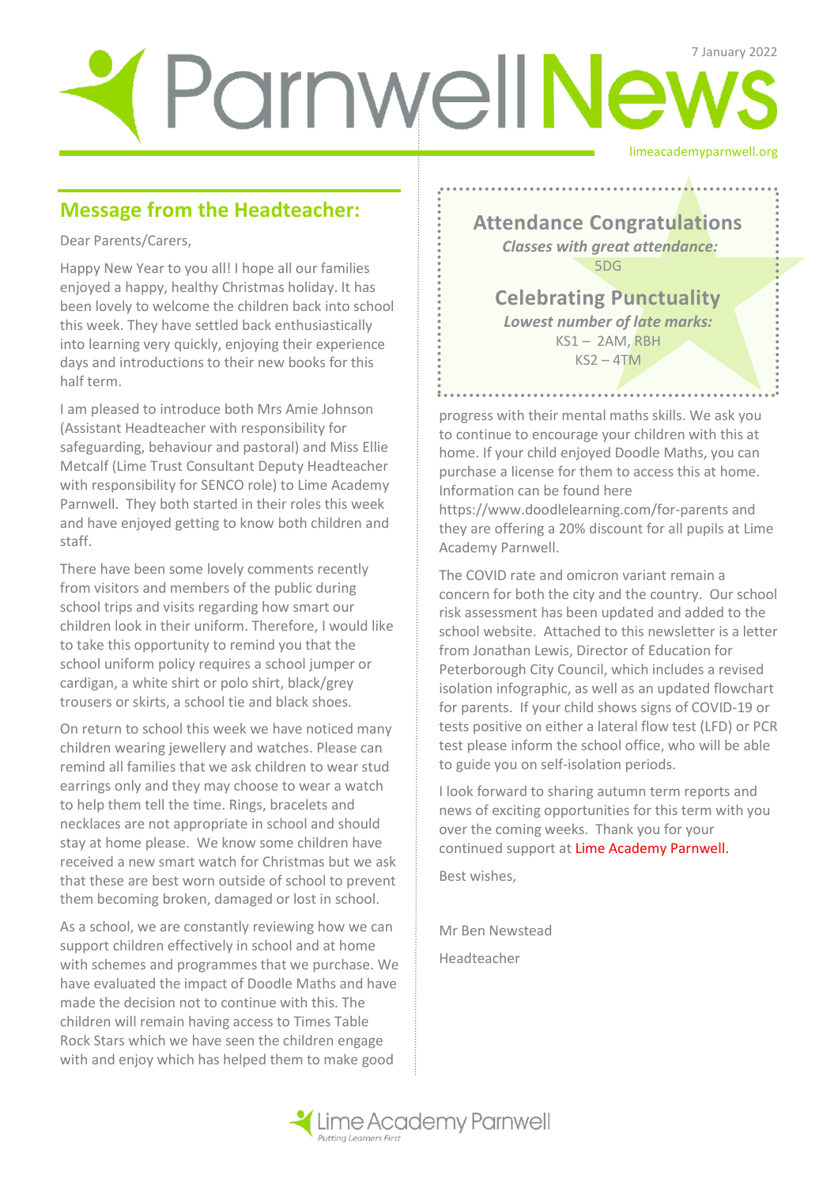# Parnwell News

7 January 2022

limeacademyparnwell.org

## Message from the Headteacher:

Dear Parents/Carers,

Happy New Year to you all! I hope all our families enjoyed a happy, healthy Christmas holiday. It has been lovely to welcome the children back into school this week. They have settled back enthusiastically into learning very quickly, enjoying their experience days and introductions to their new books for this half term.

I am pleased to introduce both Mrs Amie Johnson (Assistant Headteacher with responsibility for safeguarding, behaviour and pastoral) and Miss Ellie Metcalf (Lime Trust Consultant Deputy Headteacher with responsibility for SENCO role) to Lime Academy Parnwell. They both started in their roles this week and have enjoyed getting to know both children and staff.

There have been some lovely comments recently from visitors and members of the public during school trips and visits regarding how smart our children look in their uniform. Therefore, I would like to take this opportunity to remind you that the school uniform policy requires a school jumper or cardigan, a white shirt or polo shirt, black/grey trousers or skirts, a school tie and black shoes.

On return to school this week we have noticed many children wearing jewellery and watches. Please can remind all families that we ask children to wear stud earrings only and they may choose to wear a watch to help them tell the time. Rings, bracelets and necklaces are not appropriate in school and should stay at home please. We know some children have received a new smart watch for Christmas but we ask that these are best worn outside of school to prevent them becoming broken, damaged or lost in school.

As a school, we are constantly reviewing how we can support children effectively in school and at home with schemes and programmes that we purchase. We have evaluated the impact of Doodle Maths and have made the decision not to continue with this. The children will remain having access to Times Table Rock Stars which we have seen the children engage with and enjoy which has helped them to make good progress with their mental maths skills. We ask you to continue to encourage your children with this at home. If your child enjoyed Doodle Maths, you can purchase a license for them to access this at home. Information can be found here https://www.doodlelearning.com/for-parents and they are offering a 20% discount for all pupils at Lime Academy Parnwell.

The COVID rate and omicron variant remain a concern for both the city and the country. Our school risk assessment has been updated and added to the school website. Attached to this newsletter is a letter from Jonathan Lewis, Director of Education for Peterborough City Council, which includes a revised isolation infographic, as well as an updated flowchart for parents. If your child shows signs of COVID-19 or tests positive on either a lateral flow test (LFD) or PCR test please inform the school office, who will be able to guide you on self-isolation periods.

I look forward to sharing autumn term reports and news of exciting opportunities for this term with you over the coming weeks. Thank you for your continued support at Lime Academy Parnwell.

Best wishes,

Mr Ben Newstead

Headteacher

## Attendance Congratulations

***Classes with great attendance:***

5DG

## Celebrating Punctuality

***Lowest number of late marks:***

KS1 – 2AM, RBH

KS2 – 4TM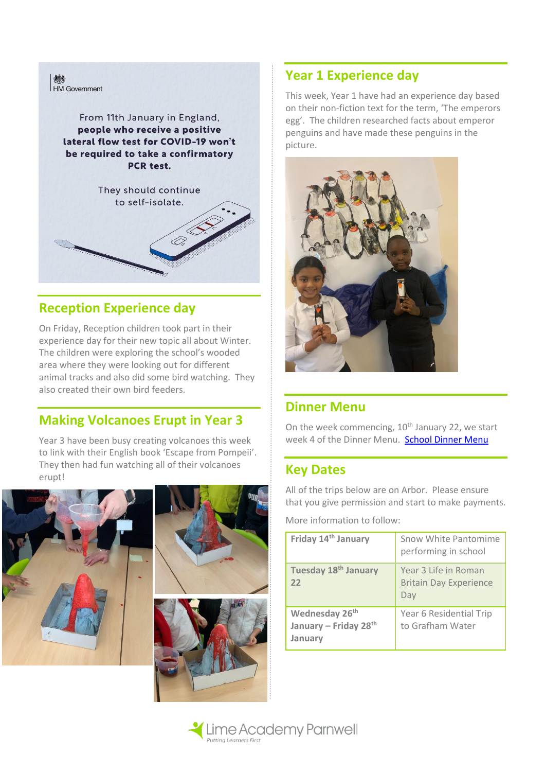HM Government

From 11th January in England, **people who receive a positive lateral flow test for COVID-19 won't be required to take a confirmatory PCR test.**

They should continue to self-isolate.

## Reception Experience day

On Friday, Reception children took part in their experience day for their new topic all about Winter. The children were exploring the school's wooded area where they were looking out for different animal tracks and also did some bird watching. They also created their own bird feeders.

## Making Volcanoes Erupt in Year 3

Year 3 have been busy creating volcanoes this week to link with their English book 'Escape from Pompeii'. They then had fun watching all of their volcanoes erupt!

## Year 1 Experience day

This week, Year 1 have had an experience day based on their non-fiction text for the term, 'The emperors egg'. The children researched facts about emperor penguins and have made these penguins in the picture.

## Dinner Menu

On the week commencing, 10th January 22, we start week 4 of the Dinner Menu. [School Dinner Menu]

## Key Dates

All of the trips below are on Arbor. Please ensure that you give permission and start to make payments.

More information to follow:

| Date | Event |
|---|---|
| **Friday 14th January** | Snow White Pantomime performing in school |
| **Tuesday 18th January 22** | Year 3 Life in Roman Britain Day Experience Day |
| **Wednesday 26th January – Friday 28th January** | Year 6 Residential Trip to Grafham Water |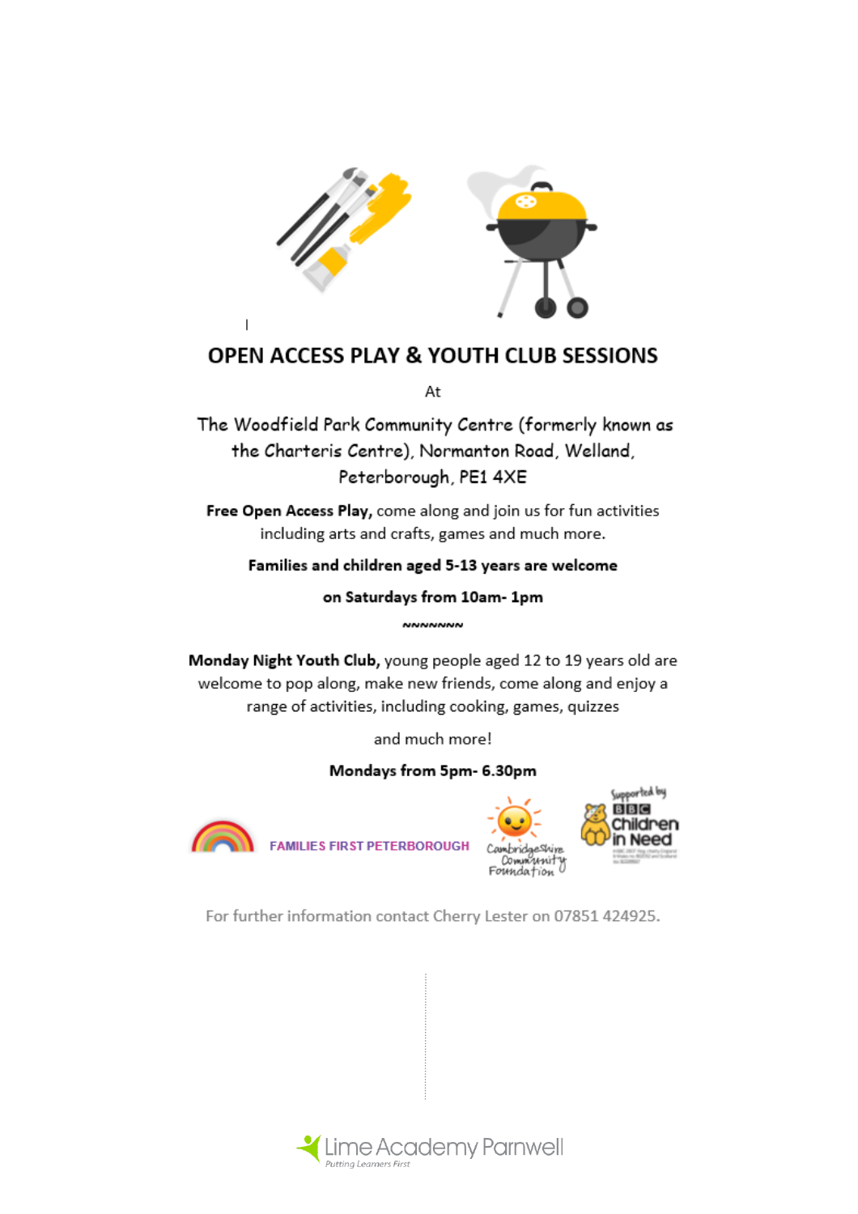# OPEN ACCESS PLAY & YOUTH CLUB SESSIONS

At

The Woodfield Park Community Centre (formerly known as the Charteris Centre), Normanton Road, Welland, Peterborough, PE1 4XE

**Free Open Access Play,** come along and join us for fun activities including arts and crafts, games and much more.

**Families and children aged 5-13 years are welcome**

**on Saturdays from 10am- 1pm**

~~~~~~~

**Monday Night Youth Club,** young people aged 12 to 19 years old are welcome to pop along, make new friends, come along and enjoy a range of activities, including cooking, games, quizzes

and much more!

**Mondays from 5pm- 6.30pm**

FAMILIES FIRST PETERBOROUGH

Cambridgeshire Community Foundation

Supported by BBC Children in Need

For further information contact Cherry Lester on 07851 424925.

Lime Academy Parnwell

Putting Learners First